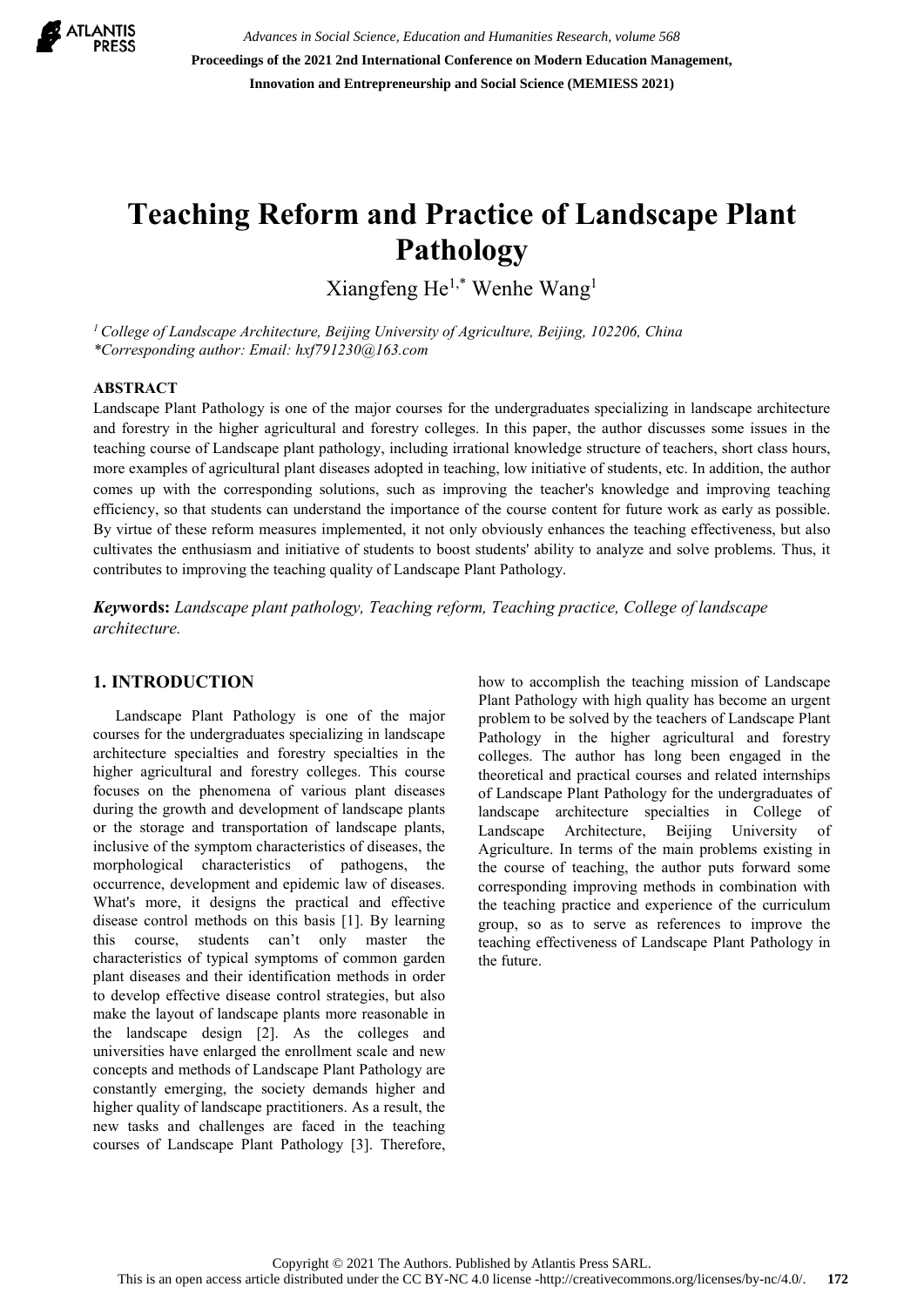# Teaching Reform and Practice of Landscape Plant Pathology

Xiangfeng He[1,*] Wenhe Wang[1]

[1] *College of Landscape Architecture, Beijing University of Agriculture, Beijing, 102206, China*
*\*Corresponding author: Email: hxf791230@163.com*

## ABSTRACT

Landscape Plant Pathology is one of the major courses for the undergraduates specializing in landscape architecture and forestry in the higher agricultural and forestry colleges. In this paper, the author discusses some issues in the teaching course of Landscape plant pathology, including irrational knowledge structure of teachers, short class hours, more examples of agricultural plant diseases adopted in teaching, low initiative of students, etc. In addition, the author comes up with the corresponding solutions, such as improving the teacher's knowledge and improving teaching efficiency, so that students can understand the importance of the course content for future work as early as possible. By virtue of these reform measures implemented, it not only obviously enhances the teaching effectiveness, but also cultivates the enthusiasm and initiative of students to boost students' ability to analyze and solve problems. Thus, it contributes to improving the teaching quality of Landscape Plant Pathology.

***Keywords:*** *Landscape plant pathology, Teaching reform, Teaching practice, College of landscape architecture.*

## 1. INTRODUCTION

Landscape Plant Pathology is one of the major courses for the undergraduates specializing in landscape architecture specialties and forestry specialties in the higher agricultural and forestry colleges. This course focuses on the phenomena of various plant diseases during the growth and development of landscape plants or the storage and transportation of landscape plants, inclusive of the symptom characteristics of diseases, the morphological characteristics of pathogens, the occurrence, development and epidemic law of diseases. What's more, it designs the practical and effective disease control methods on this basis [1]. By learning this course, students can't only master the characteristics of typical symptoms of common garden plant diseases and their identification methods in order to develop effective disease control strategies, but also make the layout of landscape plants more reasonable in the landscape design [2]. As the colleges and universities have enlarged the enrollment scale and new concepts and methods of Landscape Plant Pathology are constantly emerging, the society demands higher and higher quality of landscape practitioners. As a result, the new tasks and challenges are faced in the teaching courses of Landscape Plant Pathology [3]. Therefore, how to accomplish the teaching mission of Landscape Plant Pathology with high quality has become an urgent problem to be solved by the teachers of Landscape Plant Pathology in the higher agricultural and forestry colleges. The author has long been engaged in the theoretical and practical courses and related internships of Landscape Plant Pathology for the undergraduates of landscape architecture specialties in College of Landscape Architecture, Beijing University of Agriculture. In terms of the main problems existing in the course of teaching, the author puts forward some corresponding improving methods in combination with the teaching practice and experience of the curriculum group, so as to serve as references to improve the teaching effectiveness of Landscape Plant Pathology in the future.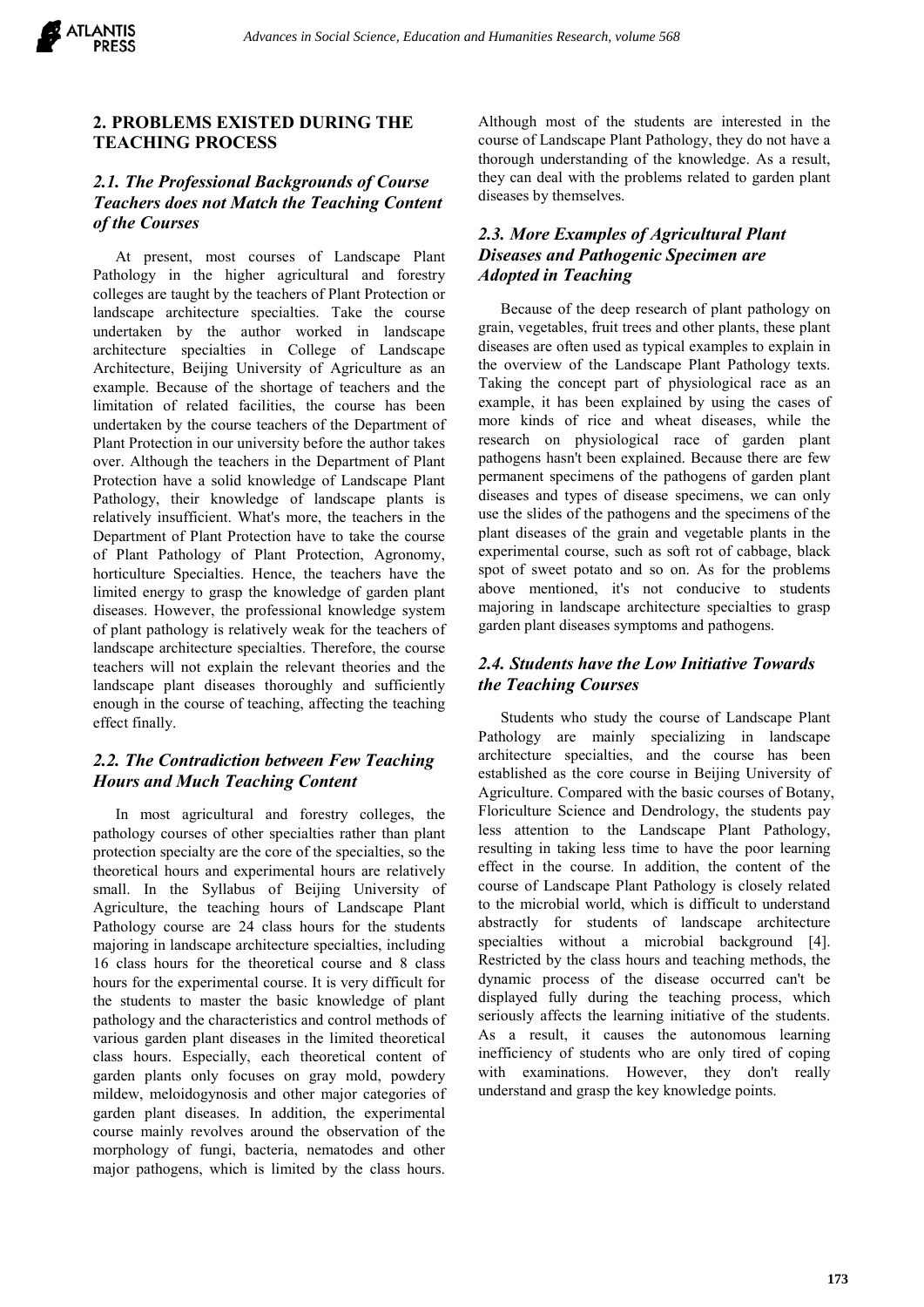## 2. PROBLEMS EXISTED DURING THE TEACHING PROCESS

### *2.1. The Professional Backgrounds of Course Teachers does not Match the Teaching Content of the Courses*

At present, most courses of Landscape Plant Pathology in the higher agricultural and forestry colleges are taught by the teachers of Plant Protection or landscape architecture specialties. Take the course undertaken by the author worked in landscape architecture specialties in College of Landscape Architecture, Beijing University of Agriculture as an example. Because of the shortage of teachers and the limitation of related facilities, the course has been undertaken by the course teachers of the Department of Plant Protection in our university before the author takes over. Although the teachers in the Department of Plant Protection have a solid knowledge of Landscape Plant Pathology, their knowledge of landscape plants is relatively insufficient. What's more, the teachers in the Department of Plant Protection have to take the course of Plant Pathology of Plant Protection, Agronomy, horticulture Specialties. Hence, the teachers have the limited energy to grasp the knowledge of garden plant diseases. However, the professional knowledge system of plant pathology is relatively weak for the teachers of landscape architecture specialties. Therefore, the course teachers will not explain the relevant theories and the landscape plant diseases thoroughly and sufficiently enough in the course of teaching, affecting the teaching effect finally.

### *2.2. The Contradiction between Few Teaching Hours and Much Teaching Content*

In most agricultural and forestry colleges, the pathology courses of other specialties rather than plant protection specialty are the core of the specialties, so the theoretical hours and experimental hours are relatively small. In the Syllabus of Beijing University of Agriculture, the teaching hours of Landscape Plant Pathology course are 24 class hours for the students majoring in landscape architecture specialties, including 16 class hours for the theoretical course and 8 class hours for the experimental course. It is very difficult for the students to master the basic knowledge of plant pathology and the characteristics and control methods of various garden plant diseases in the limited theoretical class hours. Especially, each theoretical content of garden plants only focuses on gray mold, powdery mildew, meloidogynosis and other major categories of garden plant diseases. In addition, the experimental course mainly revolves around the observation of the morphology of fungi, bacteria, nematodes and other major pathogens, which is limited by the class hours. Although most of the students are interested in the course of Landscape Plant Pathology, they do not have a thorough understanding of the knowledge. As a result, they can deal with the problems related to garden plant diseases by themselves.

### *2.3. More Examples of Agricultural Plant Diseases and Pathogenic Specimen are Adopted in Teaching*

Because of the deep research of plant pathology on grain, vegetables, fruit trees and other plants, these plant diseases are often used as typical examples to explain in the overview of the Landscape Plant Pathology texts. Taking the concept part of physiological race as an example, it has been explained by using the cases of more kinds of rice and wheat diseases, while the research on physiological race of garden plant pathogens hasn't been explained. Because there are few permanent specimens of the pathogens of garden plant diseases and types of disease specimens, we can only use the slides of the pathogens and the specimens of the plant diseases of the grain and vegetable plants in the experimental course, such as soft rot of cabbage, black spot of sweet potato and so on. As for the problems above mentioned, it's not conducive to students majoring in landscape architecture specialties to grasp garden plant diseases symptoms and pathogens.

### *2.4. Students have the Low Initiative Towards the Teaching Courses*

Students who study the course of Landscape Plant Pathology are mainly specializing in landscape architecture specialties, and the course has been established as the core course in Beijing University of Agriculture. Compared with the basic courses of Botany, Floriculture Science and Dendrology, the students pay less attention to the Landscape Plant Pathology, resulting in taking less time to have the poor learning effect in the course. In addition, the content of the course of Landscape Plant Pathology is closely related to the microbial world, which is difficult to understand abstractly for students of landscape architecture specialties without a microbial background [4]. Restricted by the class hours and teaching methods, the dynamic process of the disease occurred can't be displayed fully during the teaching process, which seriously affects the learning initiative of the students. As a result, it causes the autonomous learning inefficiency of students who are only tired of coping with examinations. However, they don't really understand and grasp the key knowledge points.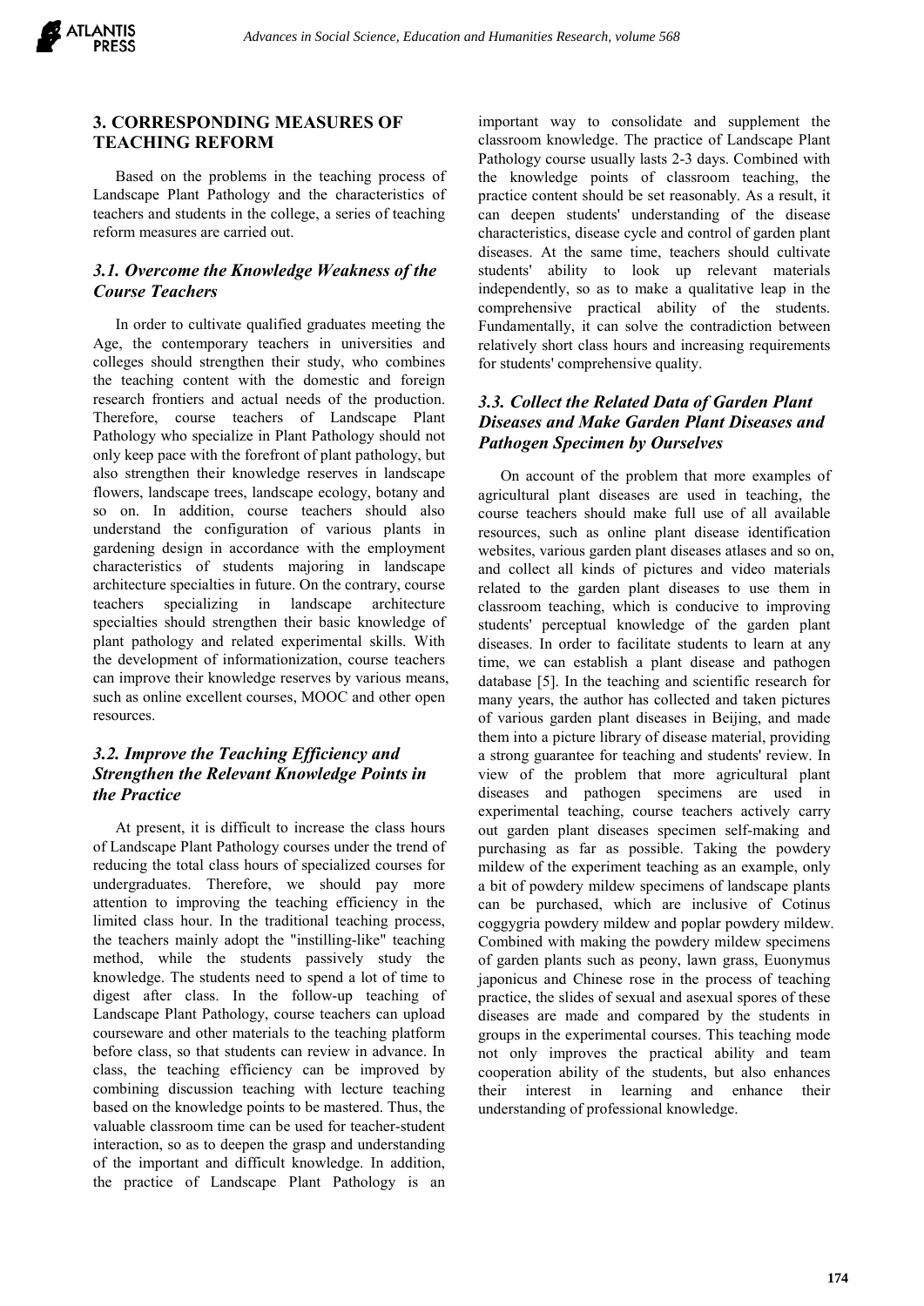## 3. CORRESPONDING MEASURES OF TEACHING REFORM

Based on the problems in the teaching process of Landscape Plant Pathology and the characteristics of teachers and students in the college, a series of teaching reform measures are carried out.

### *3.1. Overcome the Knowledge Weakness of the Course Teachers*

In order to cultivate qualified graduates meeting the Age, the contemporary teachers in universities and colleges should strengthen their study, who combines the teaching content with the domestic and foreign research frontiers and actual needs of the production. Therefore, course teachers of Landscape Plant Pathology who specialize in Plant Pathology should not only keep pace with the forefront of plant pathology, but also strengthen their knowledge reserves in landscape flowers, landscape trees, landscape ecology, botany and so on. In addition, course teachers should also understand the configuration of various plants in gardening design in accordance with the employment characteristics of students majoring in landscape architecture specialties in future. On the contrary, course teachers specializing in landscape architecture specialties should strengthen their basic knowledge of plant pathology and related experimental skills. With the development of informationization, course teachers can improve their knowledge reserves by various means, such as online excellent courses, MOOC and other open resources.

### *3.2. Improve the Teaching Efficiency and Strengthen the Relevant Knowledge Points in the Practice*

At present, it is difficult to increase the class hours of Landscape Plant Pathology courses under the trend of reducing the total class hours of specialized courses for undergraduates. Therefore, we should pay more attention to improving the teaching efficiency in the limited class hour. In the traditional teaching process, the teachers mainly adopt the "instilling-like" teaching method, while the students passively study the knowledge. The students need to spend a lot of time to digest after class. In the follow-up teaching of Landscape Plant Pathology, course teachers can upload courseware and other materials to the teaching platform before class, so that students can review in advance. In class, the teaching efficiency can be improved by combining discussion teaching with lecture teaching based on the knowledge points to be mastered. Thus, the valuable classroom time can be used for teacher-student interaction, so as to deepen the grasp and understanding of the important and difficult knowledge. In addition, the practice of Landscape Plant Pathology is an important way to consolidate and supplement the classroom knowledge. The practice of Landscape Plant Pathology course usually lasts 2-3 days. Combined with the knowledge points of classroom teaching, the practice content should be set reasonably. As a result, it can deepen students' understanding of the disease characteristics, disease cycle and control of garden plant diseases. At the same time, teachers should cultivate students' ability to look up relevant materials independently, so as to make a qualitative leap in the comprehensive practical ability of the students. Fundamentally, it can solve the contradiction between relatively short class hours and increasing requirements for students' comprehensive quality.

### *3.3. Collect the Related Data of Garden Plant Diseases and Make Garden Plant Diseases and Pathogen Specimen by Ourselves*

On account of the problem that more examples of agricultural plant diseases are used in teaching, the course teachers should make full use of all available resources, such as online plant disease identification websites, various garden plant diseases atlases and so on, and collect all kinds of pictures and video materials related to the garden plant diseases to use them in classroom teaching, which is conducive to improving students' perceptual knowledge of the garden plant diseases. In order to facilitate students to learn at any time, we can establish a plant disease and pathogen database [5]. In the teaching and scientific research for many years, the author has collected and taken pictures of various garden plant diseases in Beijing, and made them into a picture library of disease material, providing a strong guarantee for teaching and students' review. In view of the problem that more agricultural plant diseases and pathogen specimens are used in experimental teaching, course teachers actively carry out garden plant diseases specimen self-making and purchasing as far as possible. Taking the powdery mildew of the experiment teaching as an example, only a bit of powdery mildew specimens of landscape plants can be purchased, which are inclusive of Cotinus coggygria powdery mildew and poplar powdery mildew. Combined with making the powdery mildew specimens of garden plants such as peony, lawn grass, Euonymus japonicus and Chinese rose in the process of teaching practice, the slides of sexual and asexual spores of these diseases are made and compared by the students in groups in the experimental courses. This teaching mode not only improves the practical ability and team cooperation ability of the students, but also enhances their interest in learning and enhance their understanding of professional knowledge.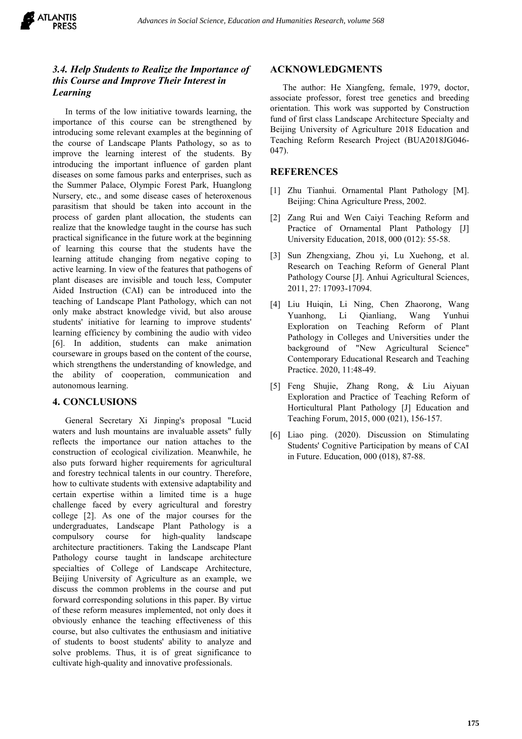### *3.4. Help Students to Realize the Importance of this Course and Improve Their Interest in Learning*

In terms of the low initiative towards learning, the importance of this course can be strengthened by introducing some relevant examples at the beginning of the course of Landscape Plants Pathology, so as to improve the learning interest of the students. By introducing the important influence of garden plant diseases on some famous parks and enterprises, such as the Summer Palace, Olympic Forest Park, Huanglong Nursery, etc., and some disease cases of heteroxenous parasitism that should be taken into account in the process of garden plant allocation, the students can realize that the knowledge taught in the course has such practical significance in the future work at the beginning of learning this course that the students have the learning attitude changing from negative coping to active learning. In view of the features that pathogens of plant diseases are invisible and touch less, Computer Aided Instruction (CAI) can be introduced into the teaching of Landscape Plant Pathology, which can not only make abstract knowledge vivid, but also arouse students' initiative for learning to improve students' learning efficiency by combining the audio with video [6]. In addition, students can make animation courseware in groups based on the content of the course, which strengthens the understanding of knowledge, and the ability of cooperation, communication and autonomous learning.

## 4. CONCLUSIONS

General Secretary Xi Jinping's proposal "Lucid waters and lush mountains are invaluable assets" fully reflects the importance our nation attaches to the construction of ecological civilization. Meanwhile, he also puts forward higher requirements for agricultural and forestry technical talents in our country. Therefore, how to cultivate students with extensive adaptability and certain expertise within a limited time is a huge challenge faced by every agricultural and forestry college [2]. As one of the major courses for the undergraduates, Landscape Plant Pathology is a compulsory course for high-quality landscape architecture practitioners. Taking the Landscape Plant Pathology course taught in landscape architecture specialties of College of Landscape Architecture, Beijing University of Agriculture as an example, we discuss the common problems in the course and put forward corresponding solutions in this paper. By virtue of these reform measures implemented, not only does it obviously enhance the teaching effectiveness of this course, but also cultivates the enthusiasm and initiative of students to boost students' ability to analyze and solve problems. Thus, it is of great significance to cultivate high-quality and innovative professionals.

## ACKNOWLEDGMENTS

The author: He Xiangfeng, female, 1979, doctor, associate professor, forest tree genetics and breeding orientation. This work was supported by Construction fund of first class Landscape Architecture Specialty and Beijing University of Agriculture 2018 Education and Teaching Reform Research Project (BUA2018JG046-047).

## REFERENCES

[1] Zhu Tianhui. Ornamental Plant Pathology [M]. Beijing: China Agriculture Press, 2002.

[2] Zang Rui and Wen Caiyi Teaching Reform and Practice of Ornamental Plant Pathology [J] University Education, 2018, 000 (012): 55-58.

[3] Sun Zhengxiang, Zhou yi, Lu Xuehong, et al. Research on Teaching Reform of General Plant Pathology Course [J]. Anhui Agricultural Sciences, 2011, 27: 17093-17094.

[4] Liu Huiqin, Li Ning, Chen Zhaorong, Wang Yuanhong, Li Qianliang, Wang Yunhui Exploration on Teaching Reform of Plant Pathology in Colleges and Universities under the background of "New Agricultural Science" Contemporary Educational Research and Teaching Practice. 2020, 11:48-49.

[5] Feng Shujie, Zhang Rong, & Liu Aiyuan Exploration and Practice of Teaching Reform of Horticultural Plant Pathology [J] Education and Teaching Forum, 2015, 000 (021), 156-157.

[6] Liao ping. (2020). Discussion on Stimulating Students' Cognitive Participation by means of CAI in Future. Education, 000 (018), 87-88.